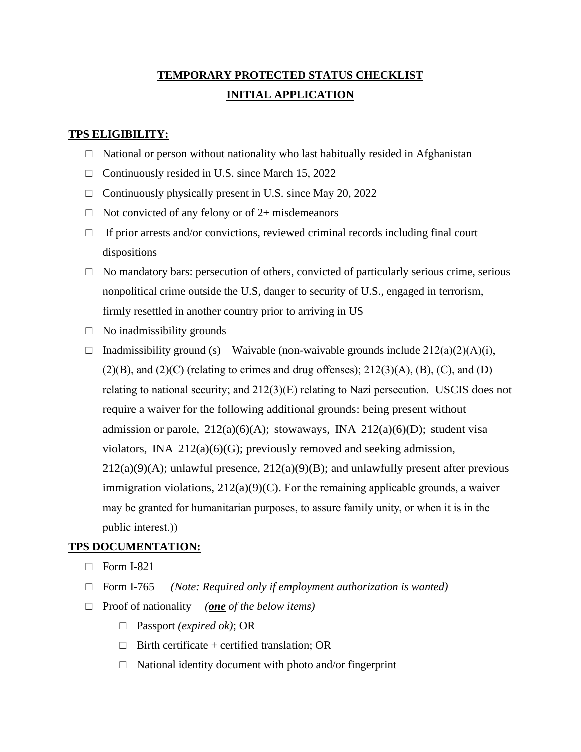# TEMPORARY PROTECTED STATUS CHECKLIST

## INITIAL APPLICATION

**TPS ELIGIBILITY:**

- □ National or person without nationality who last habitually resided in Afghanistan
- □ Continuously resided in U.S. since March 15, 2022
- □ Continuously physically present in U.S. since May 20, 2022
- □ Not convicted of any felony or of 2+ misdemeanors
- □ If prior arrests and/or convictions, reviewed criminal records including final court dispositions
- □ No mandatory bars: persecution of others, convicted of particularly serious crime, serious nonpolitical crime outside the U.S, danger to security of U.S., engaged in terrorism, firmly resettled in another country prior to arriving in US
- □ No inadmissibility grounds
- □ Inadmissibility ground (s) – Waivable (non-waivable grounds include 212(a)(2)(A)(i), (2)(B), and (2)(C) (relating to crimes and drug offenses); 212(3)(A), (B), (C), and (D) relating to national security; and 212(3)(E) relating to Nazi persecution. USCIS does not require a waiver for the following additional grounds: being present without admission or parole, 212(a)(6)(A); stowaways, INA 212(a)(6)(D); student visa violators, INA 212(a)(6)(G); previously removed and seeking admission, 212(a)(9)(A); unlawful presence, 212(a)(9)(B); and unlawfully present after previous immigration violations, 212(a)(9)(C). For the remaining applicable grounds, a waiver may be granted for humanitarian purposes, to assure family unity, or when it is in the public interest.))

**TPS DOCUMENTATION:**

- □ Form I-821
- □ Form I-765 *(Note: Required only if employment authorization is wanted)*
- □ Proof of nationality *(**one** of the below items)*
  - □ Passport *(expired ok)*; OR
  - □ Birth certificate + certified translation; OR
  - □ National identity document with photo and/or fingerprint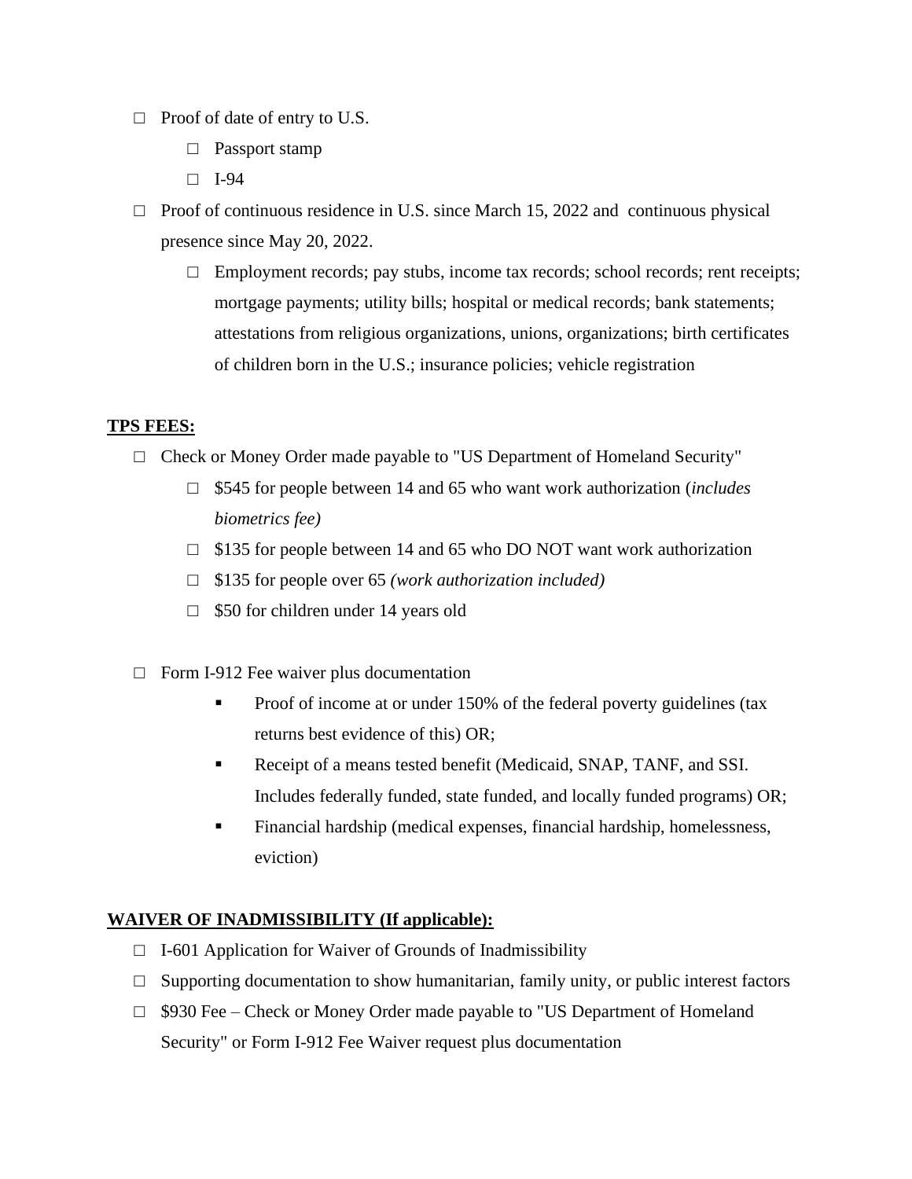- ☐ Proof of date of entry to U.S.
    - ☐ Passport stamp
    - ☐ I-94
- ☐ Proof of continuous residence in U.S. since March 15, 2022 and continuous physical presence since May 20, 2022.
    - ☐ Employment records; pay stubs, income tax records; school records; rent receipts; mortgage payments; utility bills; hospital or medical records; bank statements; attestations from religious organizations, unions, organizations; birth certificates of children born in the U.S.; insurance policies; vehicle registration

**TPS FEES:**

- ☐ Check or Money Order made payable to "US Department of Homeland Security"
    - ☐ $545 for people between 14 and 65 who want work authorization (*includes biometrics fee)*
    - ☐ $135 for people between 14 and 65 who DO NOT want work authorization
    - ☐ $135 for people over 65 *(work authorization included)*
    - ☐ $50 for children under 14 years old

- ☐ Form I-912 Fee waiver plus documentation
    - Proof of income at or under 150% of the federal poverty guidelines (tax returns best evidence of this) OR;
    - Receipt of a means tested benefit (Medicaid, SNAP, TANF, and SSI. Includes federally funded, state funded, and locally funded programs) OR;
    - Financial hardship (medical expenses, financial hardship, homelessness, eviction)

**WAIVER OF INADMISSIBILITY (If applicable):**

- ☐ I-601 Application for Waiver of Grounds of Inadmissibility
- ☐ Supporting documentation to show humanitarian, family unity, or public interest factors
- ☐ $930 Fee – Check or Money Order made payable to "US Department of Homeland Security" or Form I-912 Fee Waiver request plus documentation